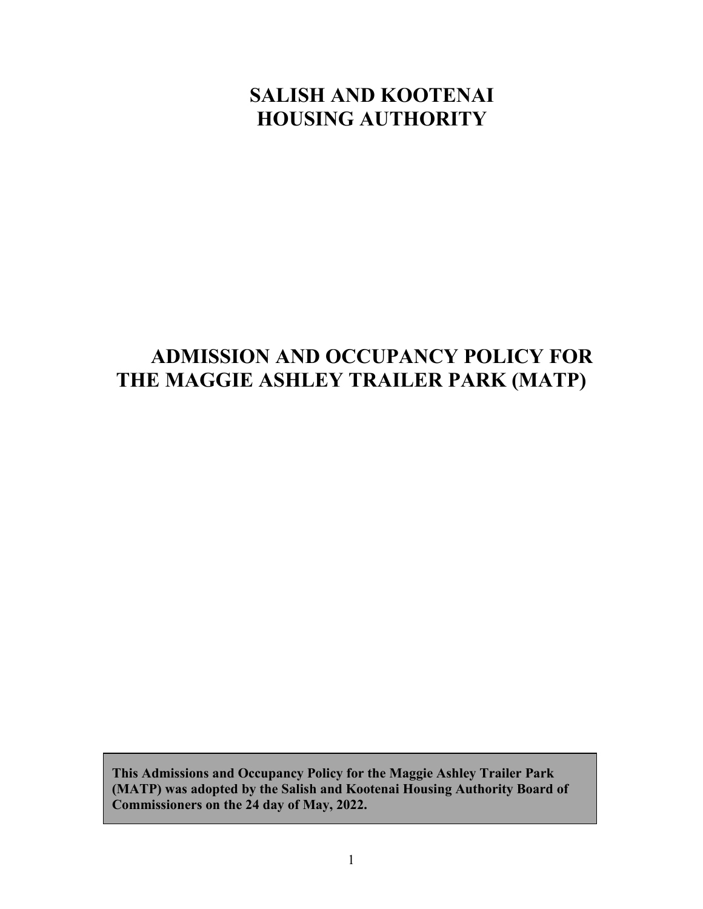# SALISH AND KOOTENAI HOUSING AUTHORITY

# ADMISSION AND OCCUPANCY POLICY FOR THE MAGGIE ASHLEY TRAILER PARK (MATP)

**This Admissions and Occupancy Policy for the Maggie Ashley Trailer Park (MATP) was adopted by the Salish and Kootenai Housing Authority Board of Commissioners on the 24 day of May, 2022.**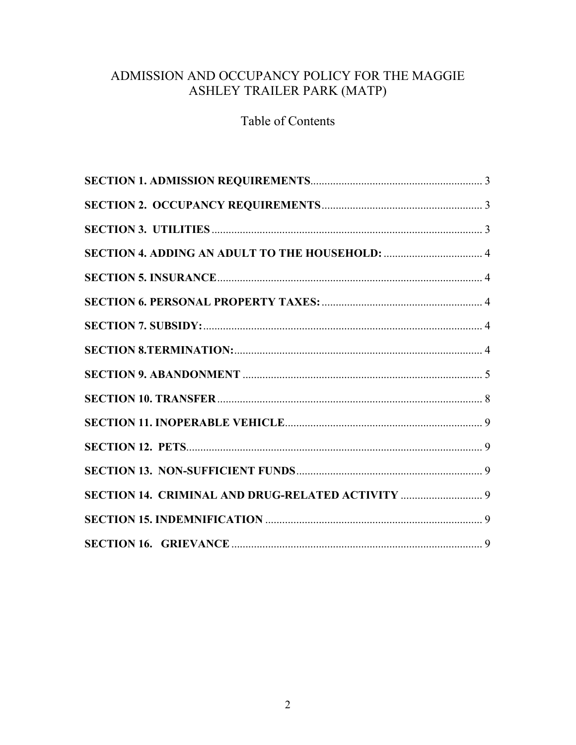# ADMISSION AND OCCUPANCY POLICY FOR THE MAGGIE ASHLEY TRAILER PARK (MATP)

## Table of Contents

| | |
|---|---|
| **SECTION 1. ADMISSION REQUIREMENTS** | 3 |
| **SECTION 2. OCCUPANCY REQUIREMENTS** | 3 |
| **SECTION 3. UTILITIES** | 3 |
| **SECTION 4. ADDING AN ADULT TO THE HOUSEHOLD:** | 4 |
| **SECTION 5. INSURANCE** | 4 |
| **SECTION 6. PERSONAL PROPERTY TAXES:** | 4 |
| **SECTION 7. SUBSIDY:** | 4 |
| **SECTION 8.TERMINATION:** | 4 |
| **SECTION 9. ABANDONMENT** | 5 |
| **SECTION 10. TRANSFER** | 8 |
| **SECTION 11. INOPERABLE VEHICLE** | 9 |
| **SECTION 12. PETS** | 9 |
| **SECTION 13. NON-SUFFICIENT FUNDS** | 9 |
| **SECTION 14. CRIMINAL AND DRUG-RELATED ACTIVITY** | 9 |
| **SECTION 15. INDEMNIFICATION** | 9 |
| **SECTION 16. GRIEVANCE** | 9 |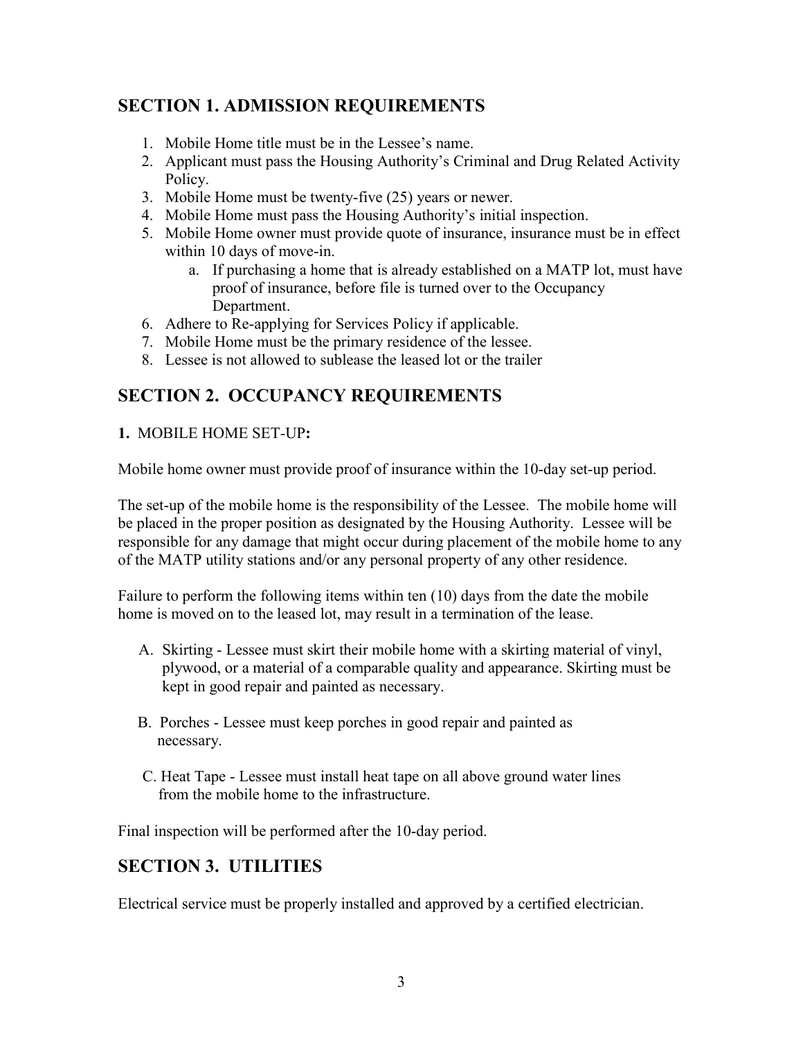## SECTION 1. ADMISSION REQUIREMENTS

1. Mobile Home title must be in the Lessee's name.
2. Applicant must pass the Housing Authority's Criminal and Drug Related Activity Policy.
3. Mobile Home must be twenty-five (25) years or newer.
4. Mobile Home must pass the Housing Authority's initial inspection.
5. Mobile Home owner must provide quote of insurance, insurance must be in effect within 10 days of move-in.
   a. If purchasing a home that is already established on a MATP lot, must have proof of insurance, before file is turned over to the Occupancy Department.
6. Adhere to Re-applying for Services Policy if applicable.
7. Mobile Home must be the primary residence of the lessee.
8. Lessee is not allowed to sublease the leased lot or the trailer

## SECTION 2. OCCUPANCY REQUIREMENTS

**1.** MOBILE HOME SET-UP**:**

Mobile home owner must provide proof of insurance within the 10-day set-up period.

The set-up of the mobile home is the responsibility of the Lessee. The mobile home will be placed in the proper position as designated by the Housing Authority. Lessee will be responsible for any damage that might occur during placement of the mobile home to any of the MATP utility stations and/or any personal property of any other residence.

Failure to perform the following items within ten (10) days from the date the mobile home is moved on to the leased lot, may result in a termination of the lease.

A. Skirting - Lessee must skirt their mobile home with a skirting material of vinyl, plywood, or a material of a comparable quality and appearance. Skirting must be kept in good repair and painted as necessary.

B. Porches - Lessee must keep porches in good repair and painted as necessary.

C. Heat Tape - Lessee must install heat tape on all above ground water lines from the mobile home to the infrastructure.

Final inspection will be performed after the 10-day period.

## SECTION 3. UTILITIES

Electrical service must be properly installed and approved by a certified electrician.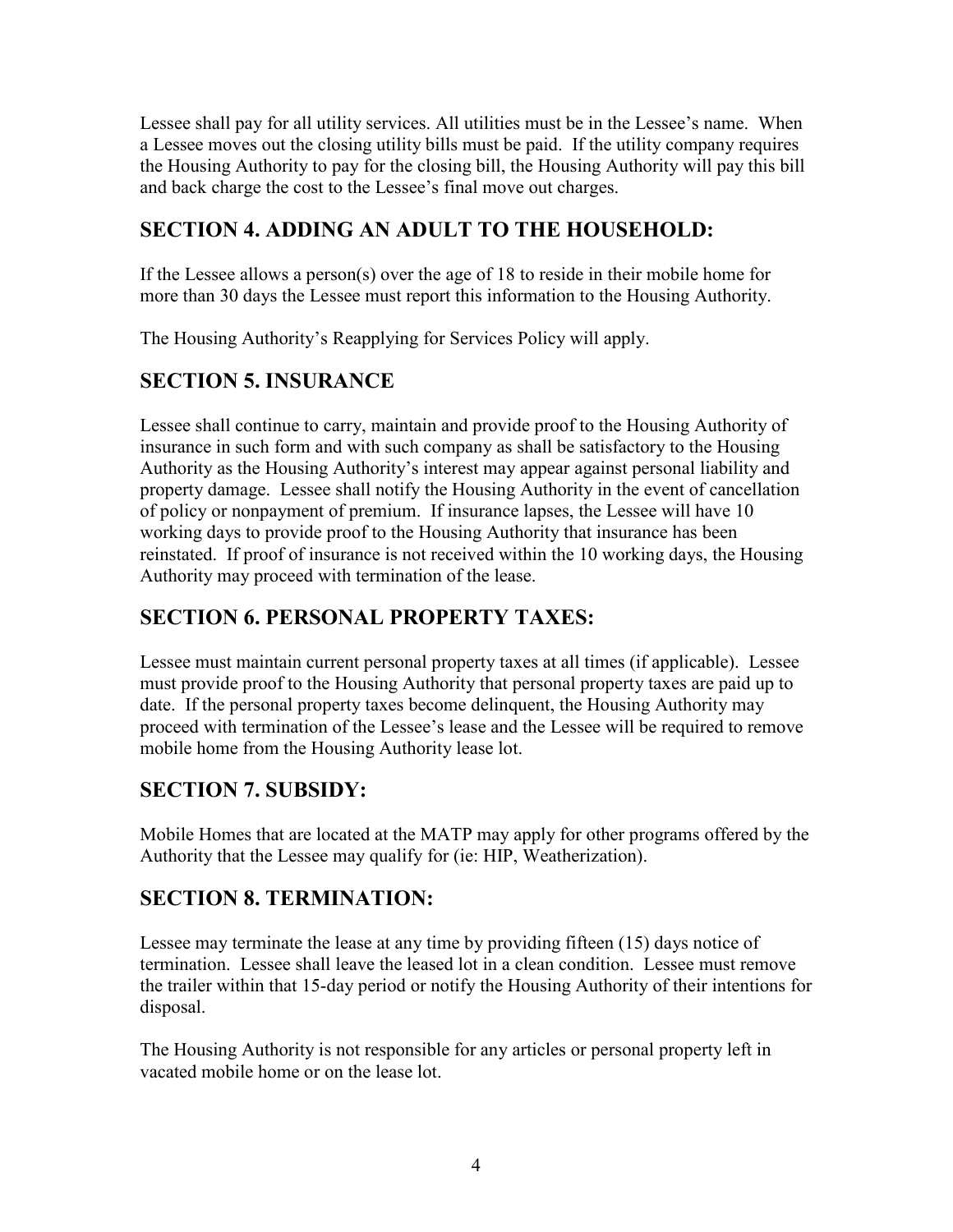Lessee shall pay for all utility services. All utilities must be in the Lessee's name. When a Lessee moves out the closing utility bills must be paid. If the utility company requires the Housing Authority to pay for the closing bill, the Housing Authority will pay this bill and back charge the cost to the Lessee's final move out charges.

## SECTION 4. ADDING AN ADULT TO THE HOUSEHOLD:

If the Lessee allows a person(s) over the age of 18 to reside in their mobile home for more than 30 days the Lessee must report this information to the Housing Authority.

The Housing Authority's Reapplying for Services Policy will apply.

## SECTION 5. INSURANCE

Lessee shall continue to carry, maintain and provide proof to the Housing Authority of insurance in such form and with such company as shall be satisfactory to the Housing Authority as the Housing Authority's interest may appear against personal liability and property damage. Lessee shall notify the Housing Authority in the event of cancellation of policy or nonpayment of premium. If insurance lapses, the Lessee will have 10 working days to provide proof to the Housing Authority that insurance has been reinstated. If proof of insurance is not received within the 10 working days, the Housing Authority may proceed with termination of the lease.

## SECTION 6. PERSONAL PROPERTY TAXES:

Lessee must maintain current personal property taxes at all times (if applicable). Lessee must provide proof to the Housing Authority that personal property taxes are paid up to date. If the personal property taxes become delinquent, the Housing Authority may proceed with termination of the Lessee's lease and the Lessee will be required to remove mobile home from the Housing Authority lease lot.

## SECTION 7. SUBSIDY:

Mobile Homes that are located at the MATP may apply for other programs offered by the Authority that the Lessee may qualify for (ie: HIP, Weatherization).

## SECTION 8. TERMINATION:

Lessee may terminate the lease at any time by providing fifteen (15) days notice of termination. Lessee shall leave the leased lot in a clean condition. Lessee must remove the trailer within that 15-day period or notify the Housing Authority of their intentions for disposal.

The Housing Authority is not responsible for any articles or personal property left in vacated mobile home or on the lease lot.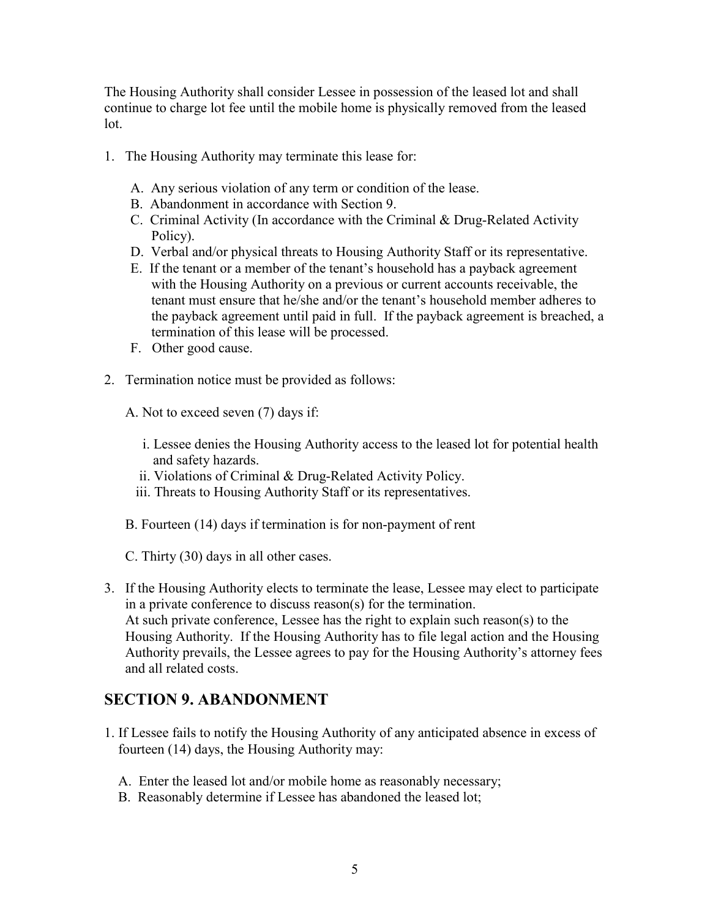The Housing Authority shall consider Lessee in possession of the leased lot and shall continue to charge lot fee until the mobile home is physically removed from the leased lot.

1. The Housing Authority may terminate this lease for:

   A. Any serious violation of any term or condition of the lease.
   B. Abandonment in accordance with Section 9.
   C. Criminal Activity (In accordance with the Criminal & Drug-Related Activity Policy).
   D. Verbal and/or physical threats to Housing Authority Staff or its representative.
   E. If the tenant or a member of the tenant's household has a payback agreement with the Housing Authority on a previous or current accounts receivable, the tenant must ensure that he/she and/or the tenant's household member adheres to the payback agreement until paid in full. If the payback agreement is breached, a termination of this lease will be processed.
   F. Other good cause.

2. Termination notice must be provided as follows:

   A. Not to exceed seven (7) days if:

      i. Lessee denies the Housing Authority access to the leased lot for potential health and safety hazards.
      ii. Violations of Criminal & Drug-Related Activity Policy.
      iii. Threats to Housing Authority Staff or its representatives.

   B. Fourteen (14) days if termination is for non-payment of rent

   C. Thirty (30) days in all other cases.

3. If the Housing Authority elects to terminate the lease, Lessee may elect to participate in a private conference to discuss reason(s) for the termination.
   At such private conference, Lessee has the right to explain such reason(s) to the Housing Authority. If the Housing Authority has to file legal action and the Housing Authority prevails, the Lessee agrees to pay for the Housing Authority's attorney fees and all related costs.

## SECTION 9. ABANDONMENT

1. If Lessee fails to notify the Housing Authority of any anticipated absence in excess of fourteen (14) days, the Housing Authority may:

   A. Enter the leased lot and/or mobile home as reasonably necessary;
   B. Reasonably determine if Lessee has abandoned the leased lot;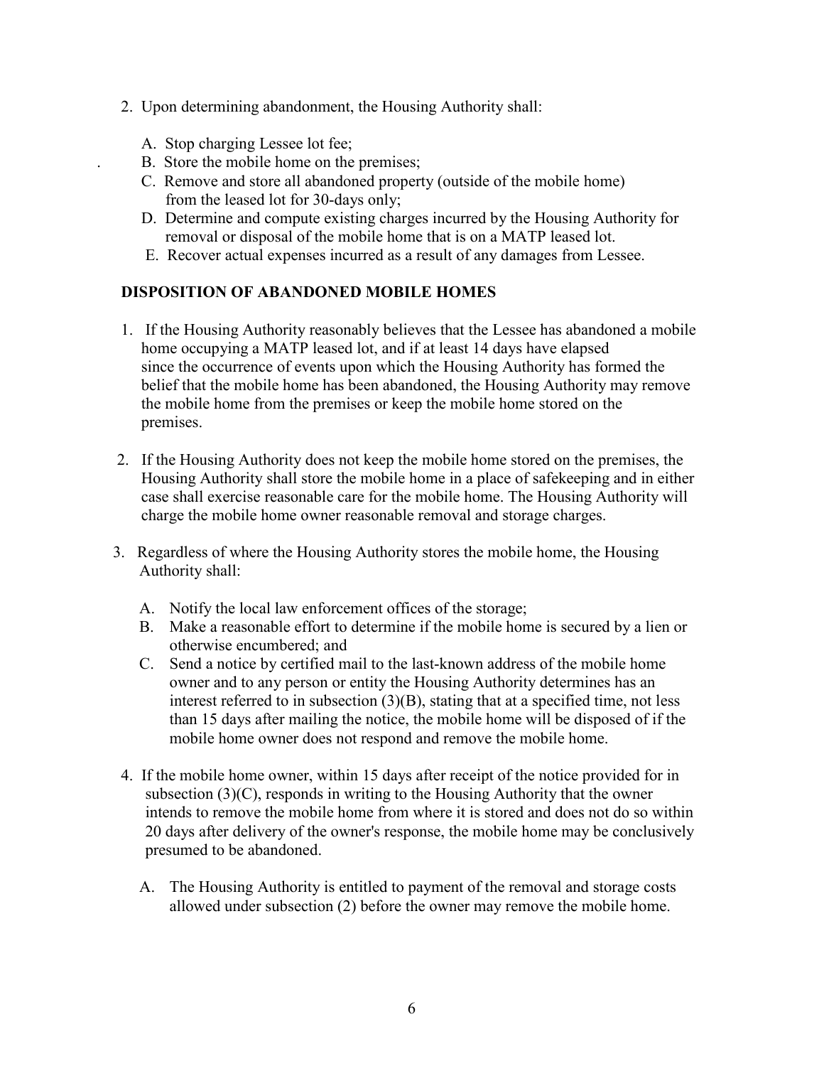2. Upon determining abandonment, the Housing Authority shall:

   A. Stop charging Lessee lot fee;
   B. Store the mobile home on the premises;
   C. Remove and store all abandoned property (outside of the mobile home) from the leased lot for 30-days only;
   D. Determine and compute existing charges incurred by the Housing Authority for removal or disposal of the mobile home that is on a MATP leased lot.
   E. Recover actual expenses incurred as a result of any damages from Lessee.

**DISPOSITION OF ABANDONED MOBILE HOMES**

1. If the Housing Authority reasonably believes that the Lessee has abandoned a mobile home occupying a MATP leased lot, and if at least 14 days have elapsed since the occurrence of events upon which the Housing Authority has formed the belief that the mobile home has been abandoned, the Housing Authority may remove the mobile home from the premises or keep the mobile home stored on the premises.

2. If the Housing Authority does not keep the mobile home stored on the premises, the Housing Authority shall store the mobile home in a place of safekeeping and in either case shall exercise reasonable care for the mobile home. The Housing Authority will charge the mobile home owner reasonable removal and storage charges.

3. Regardless of where the Housing Authority stores the mobile home, the Housing Authority shall:

   A. Notify the local law enforcement offices of the storage;
   B. Make a reasonable effort to determine if the mobile home is secured by a lien or otherwise encumbered; and
   C. Send a notice by certified mail to the last-known address of the mobile home owner and to any person or entity the Housing Authority determines has an interest referred to in subsection (3)(B), stating that at a specified time, not less than 15 days after mailing the notice, the mobile home will be disposed of if the mobile home owner does not respond and remove the mobile home.

4. If the mobile home owner, within 15 days after receipt of the notice provided for in subsection (3)(C), responds in writing to the Housing Authority that the owner intends to remove the mobile home from where it is stored and does not do so within 20 days after delivery of the owner's response, the mobile home may be conclusively presumed to be abandoned.

   A. The Housing Authority is entitled to payment of the removal and storage costs allowed under subsection (2) before the owner may remove the mobile home.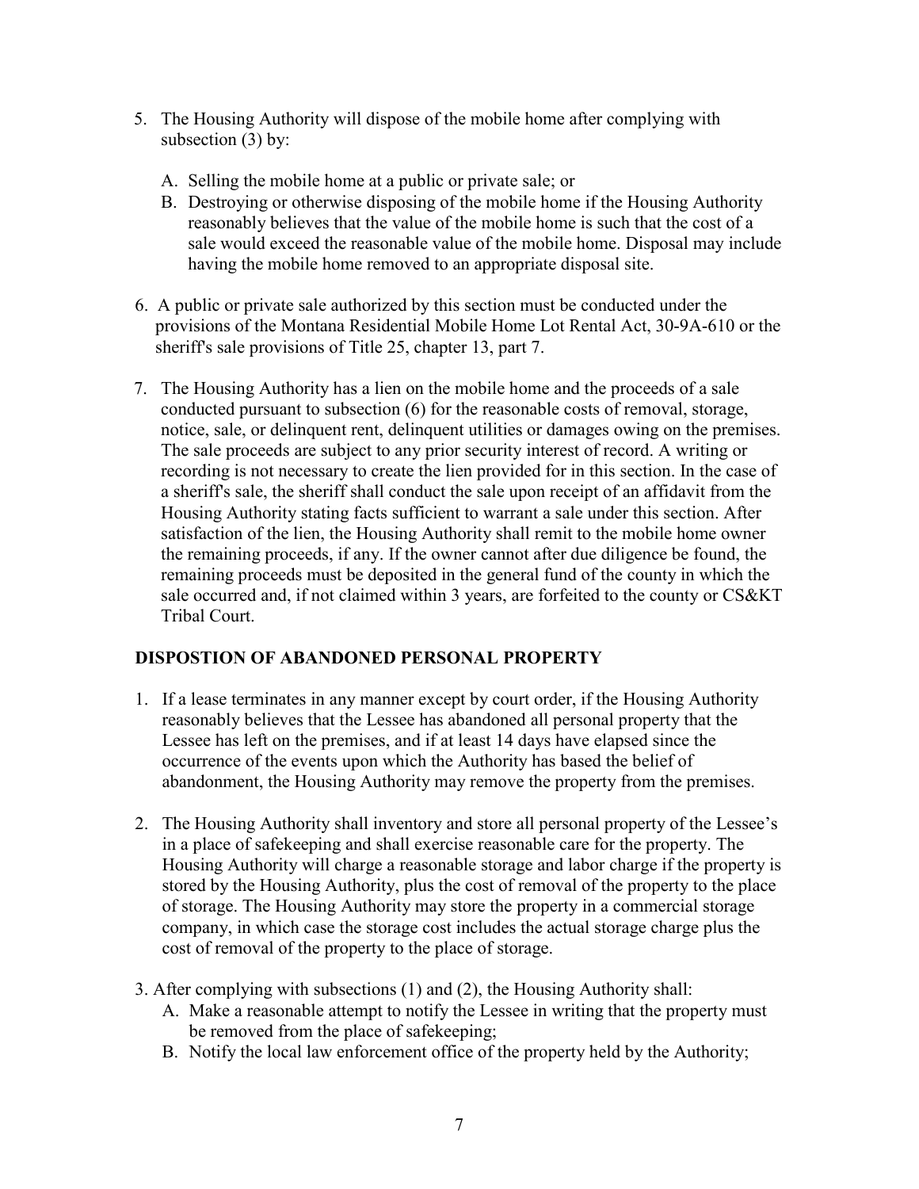5. The Housing Authority will dispose of the mobile home after complying with subsection (3) by:

   A. Selling the mobile home at a public or private sale; or
   B. Destroying or otherwise disposing of the mobile home if the Housing Authority reasonably believes that the value of the mobile home is such that the cost of a sale would exceed the reasonable value of the mobile home. Disposal may include having the mobile home removed to an appropriate disposal site.

6. A public or private sale authorized by this section must be conducted under the provisions of the Montana Residential Mobile Home Lot Rental Act, 30-9A-610 or the sheriff's sale provisions of Title 25, chapter 13, part 7.

7. The Housing Authority has a lien on the mobile home and the proceeds of a sale conducted pursuant to subsection (6) for the reasonable costs of removal, storage, notice, sale, or delinquent rent, delinquent utilities or damages owing on the premises. The sale proceeds are subject to any prior security interest of record. A writing or recording is not necessary to create the lien provided for in this section. In the case of a sheriff's sale, the sheriff shall conduct the sale upon receipt of an affidavit from the Housing Authority stating facts sufficient to warrant a sale under this section. After satisfaction of the lien, the Housing Authority shall remit to the mobile home owner the remaining proceeds, if any. If the owner cannot after due diligence be found, the remaining proceeds must be deposited in the general fund of the county in which the sale occurred and, if not claimed within 3 years, are forfeited to the county or CS&KT Tribal Court.

## DISPOSTION OF ABANDONED PERSONAL PROPERTY

1. If a lease terminates in any manner except by court order, if the Housing Authority reasonably believes that the Lessee has abandoned all personal property that the Lessee has left on the premises, and if at least 14 days have elapsed since the occurrence of the events upon which the Authority has based the belief of abandonment, the Housing Authority may remove the property from the premises.

2. The Housing Authority shall inventory and store all personal property of the Lessee's in a place of safekeeping and shall exercise reasonable care for the property. The Housing Authority will charge a reasonable storage and labor charge if the property is stored by the Housing Authority, plus the cost of removal of the property to the place of storage. The Housing Authority may store the property in a commercial storage company, in which case the storage cost includes the actual storage charge plus the cost of removal of the property to the place of storage.

3. After complying with subsections (1) and (2), the Housing Authority shall:
   A. Make a reasonable attempt to notify the Lessee in writing that the property must be removed from the place of safekeeping;
   B. Notify the local law enforcement office of the property held by the Authority;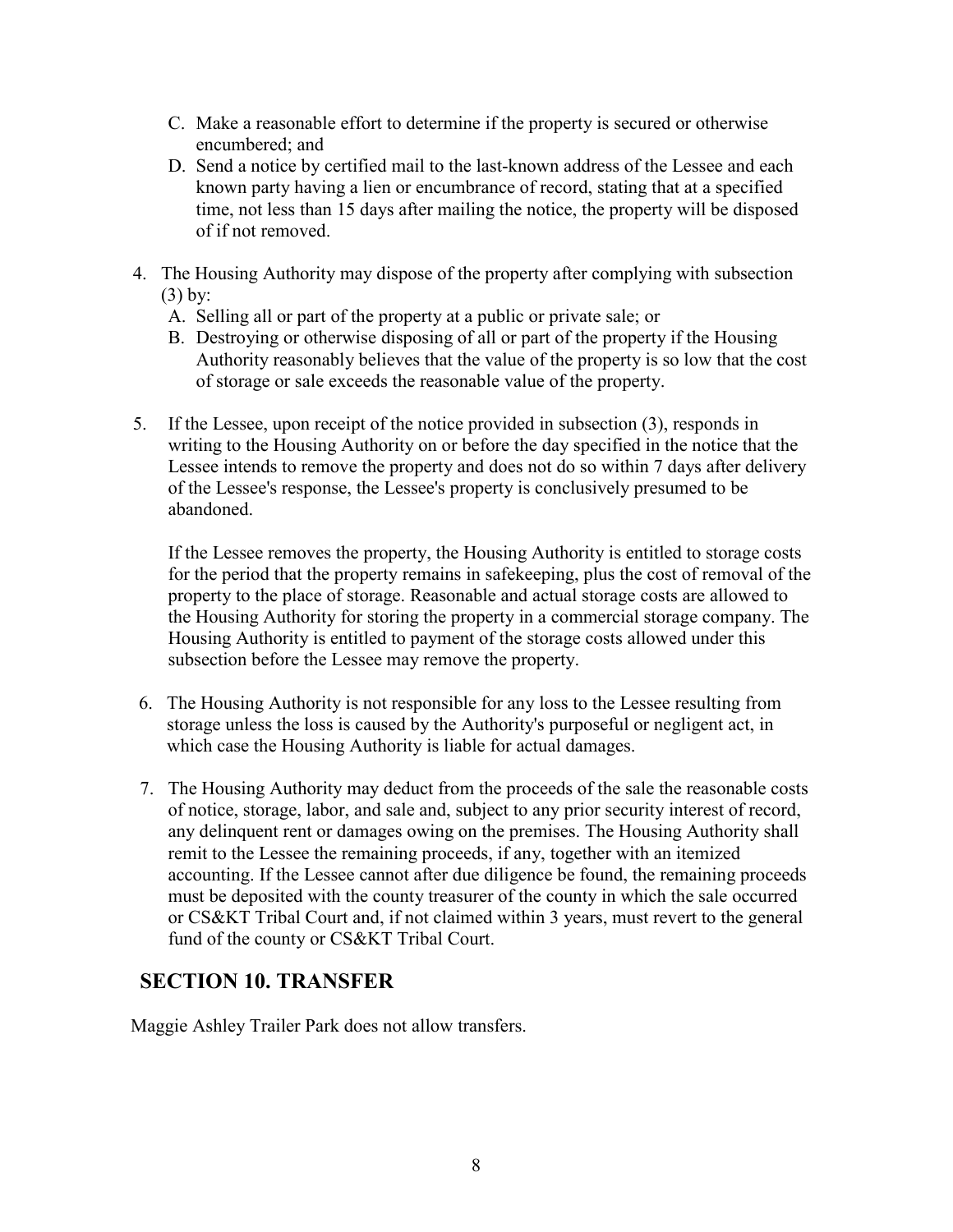C. Make a reasonable effort to determine if the property is secured or otherwise encumbered; and
D. Send a notice by certified mail to the last-known address of the Lessee and each known party having a lien or encumbrance of record, stating that at a specified time, not less than 15 days after mailing the notice, the property will be disposed of if not removed.

4. The Housing Authority may dispose of the property after complying with subsection (3) by:
   A. Selling all or part of the property at a public or private sale; or
   B. Destroying or otherwise disposing of all or part of the property if the Housing Authority reasonably believes that the value of the property is so low that the cost of storage or sale exceeds the reasonable value of the property.

5. If the Lessee, upon receipt of the notice provided in subsection (3), responds in writing to the Housing Authority on or before the day specified in the notice that the Lessee intends to remove the property and does not do so within 7 days after delivery of the Lessee's response, the Lessee's property is conclusively presumed to be abandoned.

   If the Lessee removes the property, the Housing Authority is entitled to storage costs for the period that the property remains in safekeeping, plus the cost of removal of the property to the place of storage. Reasonable and actual storage costs are allowed to the Housing Authority for storing the property in a commercial storage company. The Housing Authority is entitled to payment of the storage costs allowed under this subsection before the Lessee may remove the property.

6. The Housing Authority is not responsible for any loss to the Lessee resulting from storage unless the loss is caused by the Authority's purposeful or negligent act, in which case the Housing Authority is liable for actual damages.

7. The Housing Authority may deduct from the proceeds of the sale the reasonable costs of notice, storage, labor, and sale and, subject to any prior security interest of record, any delinquent rent or damages owing on the premises. The Housing Authority shall remit to the Lessee the remaining proceeds, if any, together with an itemized accounting. If the Lessee cannot after due diligence be found, the remaining proceeds must be deposited with the county treasurer of the county in which the sale occurred or CS&KT Tribal Court and, if not claimed within 3 years, must revert to the general fund of the county or CS&KT Tribal Court.

## SECTION 10. TRANSFER

Maggie Ashley Trailer Park does not allow transfers.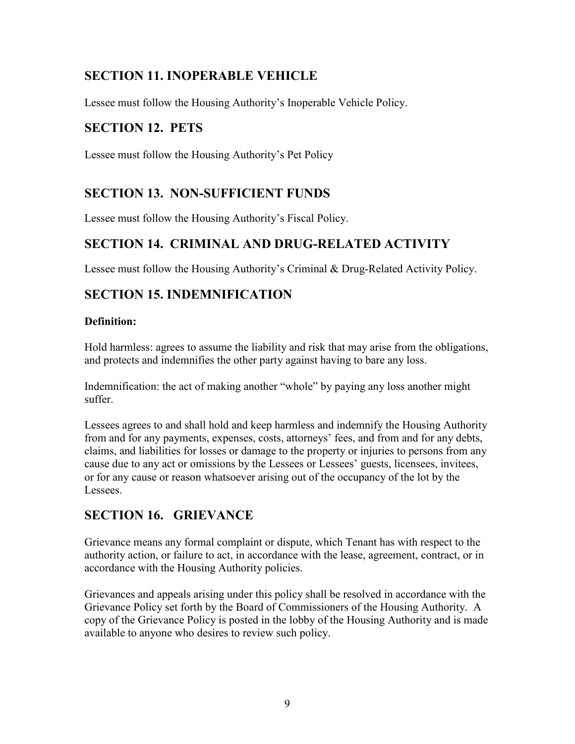## SECTION 11. INOPERABLE VEHICLE

Lessee must follow the Housing Authority's Inoperable Vehicle Policy.

## SECTION 12. PETS

Lessee must follow the Housing Authority's Pet Policy

## SECTION 13. NON-SUFFICIENT FUNDS

Lessee must follow the Housing Authority's Fiscal Policy.

## SECTION 14. CRIMINAL AND DRUG-RELATED ACTIVITY

Lessee must follow the Housing Authority's Criminal & Drug-Related Activity Policy.

## SECTION 15. INDEMNIFICATION

**Definition:**

Hold harmless: agrees to assume the liability and risk that may arise from the obligations, and protects and indemnifies the other party against having to bare any loss.

Indemnification: the act of making another "whole" by paying any loss another might suffer.

Lessees agrees to and shall hold and keep harmless and indemnify the Housing Authority from and for any payments, expenses, costs, attorneys' fees, and from and for any debts, claims, and liabilities for losses or damage to the property or injuries to persons from any cause due to any act or omissions by the Lessees or Lessees' guests, licensees, invitees, or for any cause or reason whatsoever arising out of the occupancy of the lot by the Lessees.

## SECTION 16. GRIEVANCE

Grievance means any formal complaint or dispute, which Tenant has with respect to the authority action, or failure to act, in accordance with the lease, agreement, contract, or in accordance with the Housing Authority policies.

Grievances and appeals arising under this policy shall be resolved in accordance with the Grievance Policy set forth by the Board of Commissioners of the Housing Authority. A copy of the Grievance Policy is posted in the lobby of the Housing Authority and is made available to anyone who desires to review such policy.